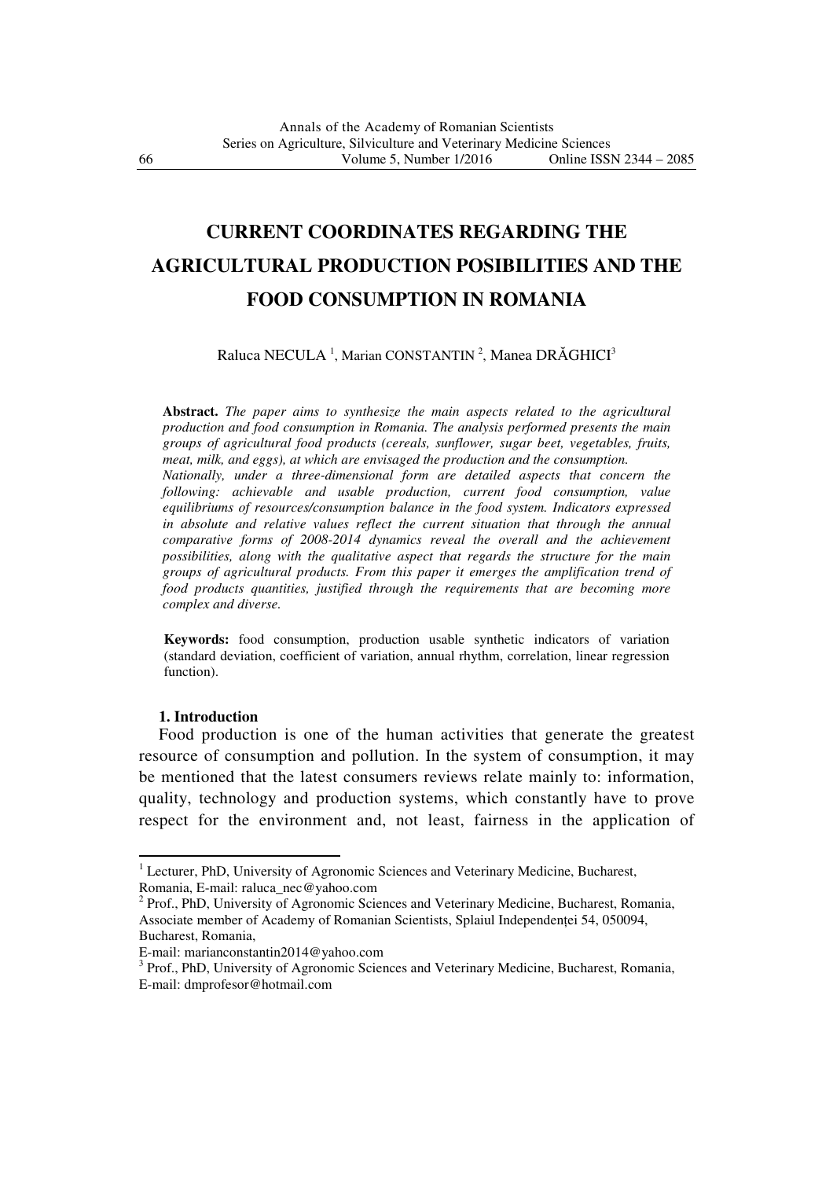# CURRENT COORDINATES REGARDING THE AGRICULTURAL PRODUCTION POSIBILITIES AND THE FOOD CONSUMPTION IN ROMANIA

Raluca NECULA [1], Marian CONSTANTIN [2], Manea DRĂGHICI[3]

**Abstract.** *The paper aims to synthesize the main aspects related to the agricultural production and food consumption in Romania. The analysis performed presents the main groups of agricultural food products (cereals, sunflower, sugar beet, vegetables, fruits, meat, milk, and eggs), at which are envisaged the production and the consumption. Nationally, under a three-dimensional form are detailed aspects that concern the following: achievable and usable production, current food consumption, value equilibriums of resources/consumption balance in the food system. Indicators expressed in absolute and relative values reflect the current situation that through the annual comparative forms of 2008-2014 dynamics reveal the overall and the achievement possibilities, along with the qualitative aspect that regards the structure for the main groups of agricultural products. From this paper it emerges the amplification trend of food products quantities, justified through the requirements that are becoming more complex and diverse.*

**Keywords:** food consumption, production usable synthetic indicators of variation (standard deviation, coefficient of variation, annual rhythm, correlation, linear regression function).

## 1. Introduction

Food production is one of the human activities that generate the greatest resource of consumption and pollution. In the system of consumption, it may be mentioned that the latest consumers reviews relate mainly to: information, quality, technology and production systems, which constantly have to prove respect for the environment and, not least, fairness in the application of

---

[1] Lecturer, PhD, University of Agronomic Sciences and Veterinary Medicine, Bucharest, Romania, E-mail: raluca_nec@yahoo.com

[2] Prof., PhD, University of Agronomic Sciences and Veterinary Medicine, Bucharest, Romania, Associate member of Academy of Romanian Scientists, Splaiul Independenței 54, 050094, Bucharest, Romania,
E-mail: marianconstantin2014@yahoo.com

[3] Prof., PhD, University of Agronomic Sciences and Veterinary Medicine, Bucharest, Romania, E-mail: dmprofesor@hotmail.com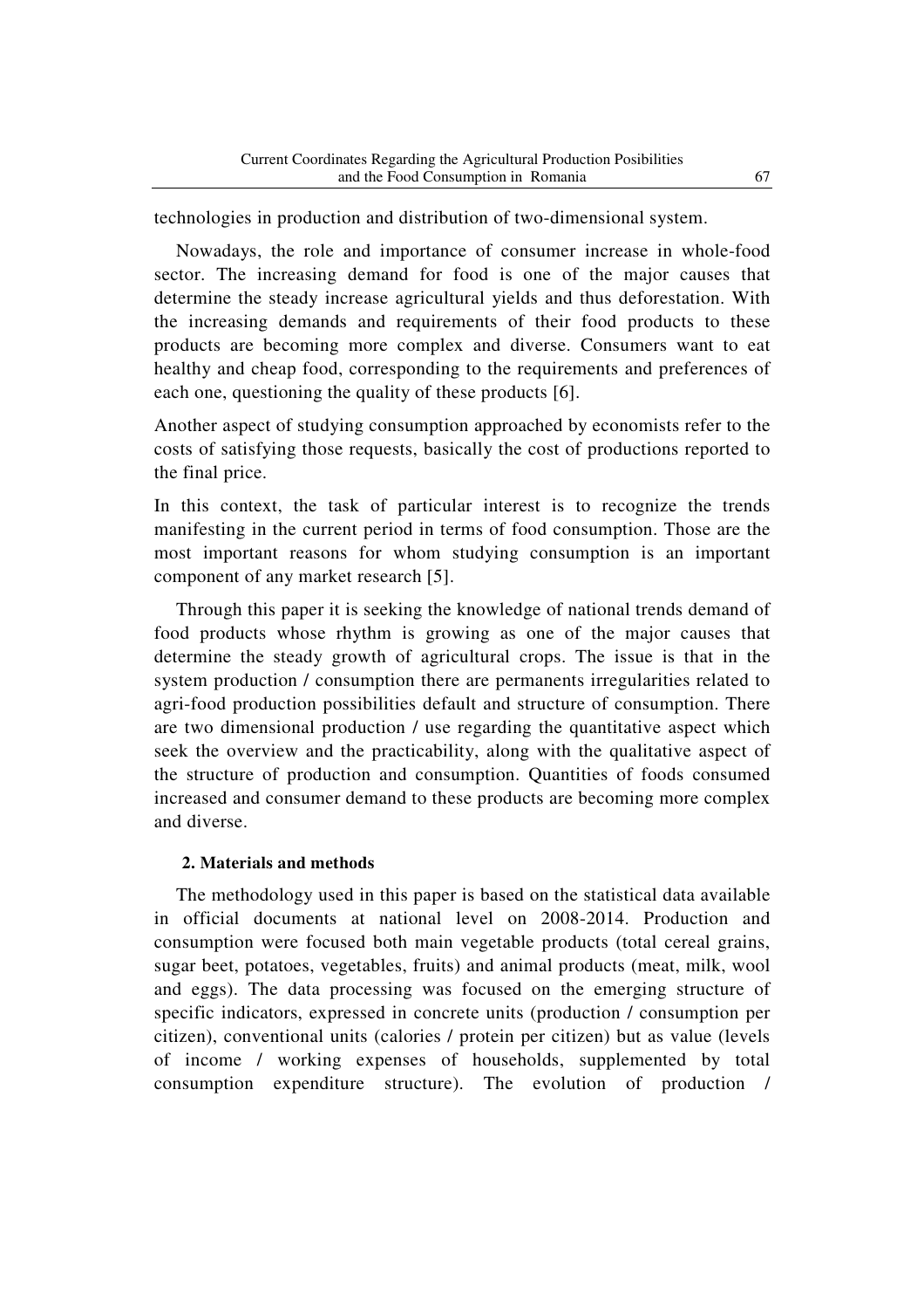technologies in production and distribution of two-dimensional system.

Nowadays, the role and importance of consumer increase in whole-food sector. The increasing demand for food is one of the major causes that determine the steady increase agricultural yields and thus deforestation. With the increasing demands and requirements of their food products to these products are becoming more complex and diverse. Consumers want to eat healthy and cheap food, corresponding to the requirements and preferences of each one, questioning the quality of these products [6].

Another aspect of studying consumption approached by economists refer to the costs of satisfying those requests, basically the cost of productions reported to the final price.

In this context, the task of particular interest is to recognize the trends manifesting in the current period in terms of food consumption. Those are the most important reasons for whom studying consumption is an important component of any market research [5].

Through this paper it is seeking the knowledge of national trends demand of food products whose rhythm is growing as one of the major causes that determine the steady growth of agricultural crops. The issue is that in the system production / consumption there are permanents irregularities related to agri-food production possibilities default and structure of consumption. There are two dimensional production / use regarding the quantitative aspect which seek the overview and the practicability, along with the qualitative aspect of the structure of production and consumption. Quantities of foods consumed increased and consumer demand to these products are becoming more complex and diverse.

## 2. Materials and methods

The methodology used in this paper is based on the statistical data available in official documents at national level on 2008-2014. Production and consumption were focused both main vegetable products (total cereal grains, sugar beet, potatoes, vegetables, fruits) and animal products (meat, milk, wool and eggs). The data processing was focused on the emerging structure of specific indicators, expressed in concrete units (production / consumption per citizen), conventional units (calories / protein per citizen) but as value (levels of income / working expenses of households, supplemented by total consumption expenditure structure). The evolution of production /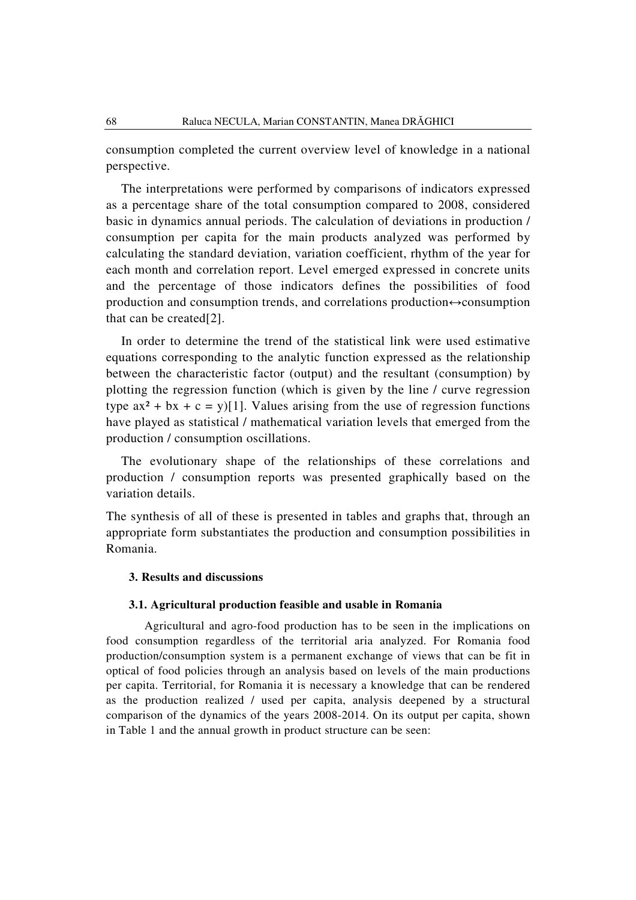consumption completed the current overview level of knowledge in a national perspective.

The interpretations were performed by comparisons of indicators expressed as a percentage share of the total consumption compared to 2008, considered basic in dynamics annual periods. The calculation of deviations in production / consumption per capita for the main products analyzed was performed by calculating the standard deviation, variation coefficient, rhythm of the year for each month and correlation report. Level emerged expressed in concrete units and the percentage of those indicators defines the possibilities of food production and consumption trends, and correlations production↔consumption that can be created[2].

In order to determine the trend of the statistical link were used estimative equations corresponding to the analytic function expressed as the relationship between the characteristic factor (output) and the resultant (consumption) by plotting the regression function (which is given by the line / curve regression type $ax^2 + bx + c = y$)[1]. Values arising from the use of regression functions have played as statistical / mathematical variation levels that emerged from the production / consumption oscillations.

The evolutionary shape of the relationships of these correlations and production / consumption reports was presented graphically based on the variation details.

The synthesis of all of these is presented in tables and graphs that, through an appropriate form substantiates the production and consumption possibilities in Romania.

## 3. Results and discussions

### 3.1. Agricultural production feasible and usable in Romania

Agricultural and agro-food production has to be seen in the implications on food consumption regardless of the territorial aria analyzed. For Romania food production/consumption system is a permanent exchange of views that can be fit in optical of food policies through an analysis based on levels of the main productions per capita. Territorial, for Romania it is necessary a knowledge that can be rendered as the production realized / used per capita, analysis deepened by a structural comparison of the dynamics of the years 2008-2014. On its output per capita, shown in Table 1 and the annual growth in product structure can be seen: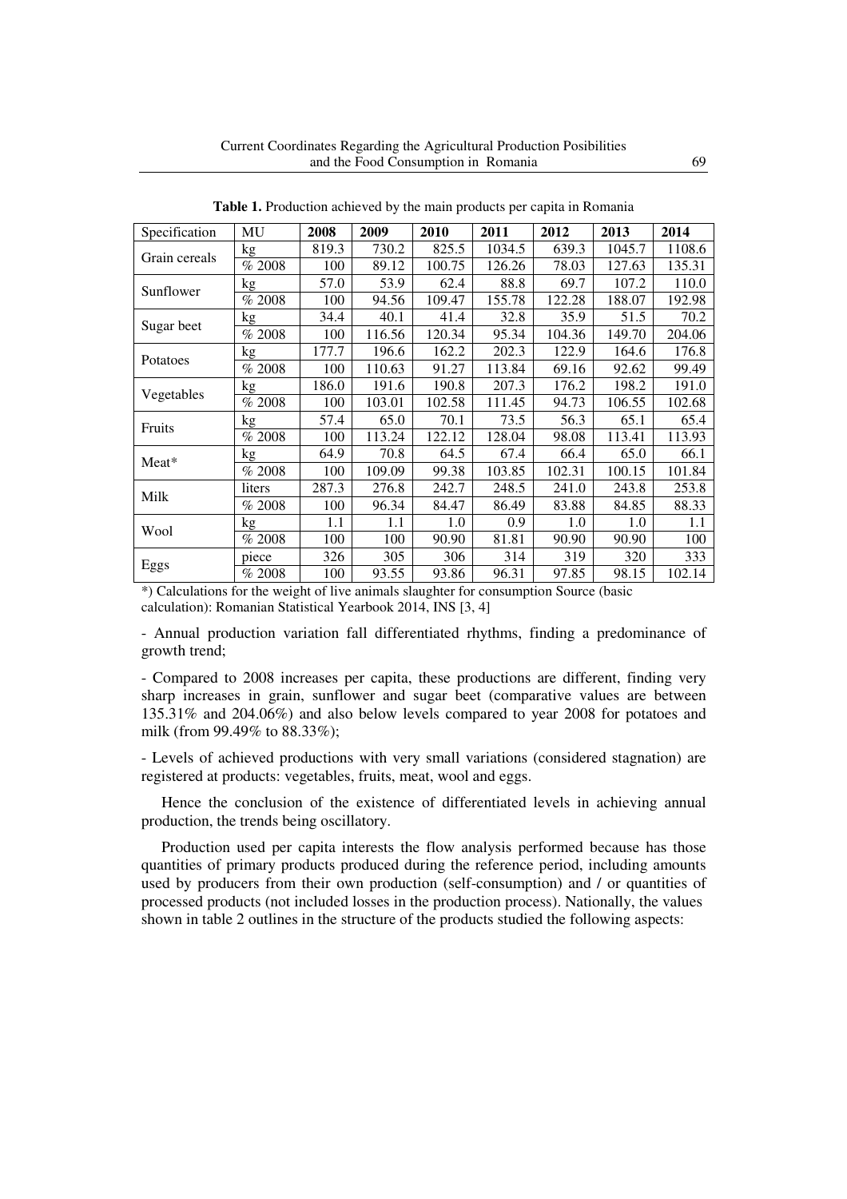**Table 1.** Production achieved by the main products per capita in Romania

| Specification | MU | 2008 | 2009 | 2010 | 2011 | 2012 | 2013 | 2014 |
|---|---|---|---|---|---|---|---|---|
| Grain cereals | kg | 819.3 | 730.2 | 825.5 | 1034.5 | 639.3 | 1045.7 | 1108.6 |
| | % 2008 | 100 | 89.12 | 100.75 | 126.26 | 78.03 | 127.63 | 135.31 |
| Sunflower | kg | 57.0 | 53.9 | 62.4 | 88.8 | 69.7 | 107.2 | 110.0 |
| | % 2008 | 100 | 94.56 | 109.47 | 155.78 | 122.28 | 188.07 | 192.98 |
| Sugar beet | kg | 34.4 | 40.1 | 41.4 | 32.8 | 35.9 | 51.5 | 70.2 |
| | % 2008 | 100 | 116.56 | 120.34 | 95.34 | 104.36 | 149.70 | 204.06 |
| Potatoes | kg | 177.7 | 196.6 | 162.2 | 202.3 | 122.9 | 164.6 | 176.8 |
| | % 2008 | 100 | 110.63 | 91.27 | 113.84 | 69.16 | 92.62 | 99.49 |
| Vegetables | kg | 186.0 | 191.6 | 190.8 | 207.3 | 176.2 | 198.2 | 191.0 |
| | % 2008 | 100 | 103.01 | 102.58 | 111.45 | 94.73 | 106.55 | 102.68 |
| Fruits | kg | 57.4 | 65.0 | 70.1 | 73.5 | 56.3 | 65.1 | 65.4 |
| | % 2008 | 100 | 113.24 | 122.12 | 128.04 | 98.08 | 113.41 | 113.93 |
| Meat* | kg | 64.9 | 70.8 | 64.5 | 67.4 | 66.4 | 65.0 | 66.1 |
| | % 2008 | 100 | 109.09 | 99.38 | 103.85 | 102.31 | 100.15 | 101.84 |
| Milk | liters | 287.3 | 276.8 | 242.7 | 248.5 | 241.0 | 243.8 | 253.8 |
| | % 2008 | 100 | 96.34 | 84.47 | 86.49 | 83.88 | 84.85 | 88.33 |
| Wool | kg | 1.1 | 1.1 | 1.0 | 0.9 | 1.0 | 1.0 | 1.1 |
| | % 2008 | 100 | 100 | 90.90 | 81.81 | 90.90 | 90.90 | 100 |
| Eggs | piece | 326 | 305 | 306 | 314 | 319 | 320 | 333 |
| | % 2008 | 100 | 93.55 | 93.86 | 96.31 | 97.85 | 98.15 | 102.14 |

*) Calculations for the weight of live animals slaughter for consumption Source (basic calculation): Romanian Statistical Yearbook 2014, INS [3, 4]

- Annual production variation fall differentiated rhythms, finding a predominance of growth trend;

- Compared to 2008 increases per capita, these productions are different, finding very sharp increases in grain, sunflower and sugar beet (comparative values are between 135.31% and 204.06%) and also below levels compared to year 2008 for potatoes and milk (from 99.49% to 88.33%);

- Levels of achieved productions with very small variations (considered stagnation) are registered at products: vegetables, fruits, meat, wool and eggs.

Hence the conclusion of the existence of differentiated levels in achieving annual production, the trends being oscillatory.

Production used per capita interests the flow analysis performed because has those quantities of primary products produced during the reference period, including amounts used by producers from their own production (self-consumption) and / or quantities of processed products (not included losses in the production process). Nationally, the values shown in table 2 outlines in the structure of the products studied the following aspects: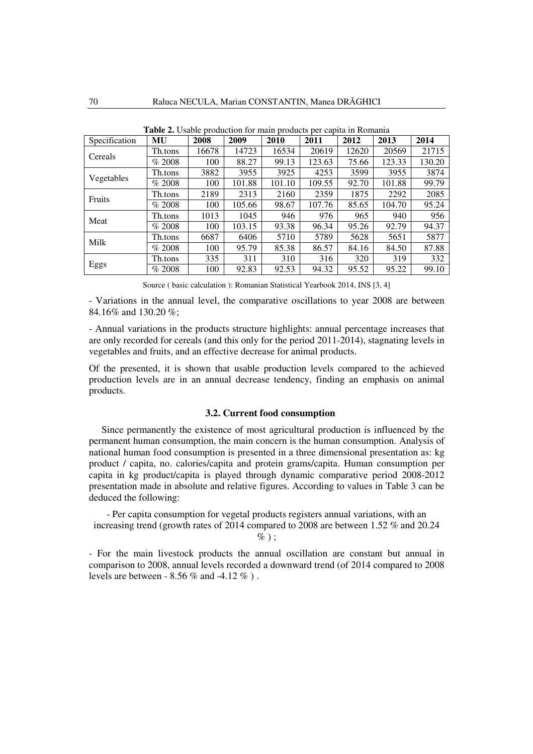**Table 2.** Usable production for main products per capita in Romania

| Specification | MU | 2008 | 2009 | 2010 | 2011 | 2012 | 2013 | 2014 |
|---|---|---|---|---|---|---|---|---|
| Cereals | Th.tons | 16678 | 14723 | 16534 | 20619 | 12620 | 20569 | 21715 |
| | % 2008 | 100 | 88.27 | 99.13 | 123.63 | 75.66 | 123.33 | 130.20 |
| Vegetables | Th.tons | 3882 | 3955 | 3925 | 4253 | 3599 | 3955 | 3874 |
| | % 2008 | 100 | 101.88 | 101.10 | 109.55 | 92.70 | 101.88 | 99.79 |
| Fruits | Th.tons | 2189 | 2313 | 2160 | 2359 | 1875 | 2292 | 2085 |
| | % 2008 | 100 | 105.66 | 98.67 | 107.76 | 85.65 | 104.70 | 95.24 |
| Meat | Th.tons | 1013 | 1045 | 946 | 976 | 965 | 940 | 956 |
| | % 2008 | 100 | 103.15 | 93.38 | 96.34 | 95.26 | 92.79 | 94.37 |
| Milk | Th.tons | 6687 | 6406 | 5710 | 5789 | 5628 | 5651 | 5877 |
| | % 2008 | 100 | 95.79 | 85.38 | 86.57 | 84.16 | 84.50 | 87.88 |
| Eggs | Th.tons | 335 | 311 | 310 | 316 | 320 | 319 | 332 |
| | % 2008 | 100 | 92.83 | 92.53 | 94.32 | 95.52 | 95.22 | 99.10 |

Source ( basic calculation ): Romanian Statistical Yearbook 2014, INS [3, 4]

- Variations in the annual level, the comparative oscillations to year 2008 are between 84.16% and 130.20 %;

- Annual variations in the products structure highlights: annual percentage increases that are only recorded for cereals (and this only for the period 2011-2014), stagnating levels in vegetables and fruits, and an effective decrease for animal products.

Of the presented, it is shown that usable production levels compared to the achieved production levels are in an annual decrease tendency, finding an emphasis on animal products.

### 3.2. Current food consumption

Since permanently the existence of most agricultural production is influenced by the permanent human consumption, the main concern is the human consumption. Analysis of national human food consumption is presented in a three dimensional presentation as: kg product / capita, no. calories/capita and protein grams/capita. Human consumption per capita in kg product/capita is played through dynamic comparative period 2008-2012 presentation made in absolute and relative figures. According to values in Table 3 can be deduced the following:

- Per capita consumption for vegetal products registers annual variations, with an increasing trend (growth rates of 2014 compared to 2008 are between 1.52 % and 20.24 % ) ;

- For the main livestock products the annual oscillation are constant but annual in comparison to 2008, annual levels recorded a downward trend (of 2014 compared to 2008 levels are between - 8.56 % and -4.12 % ) .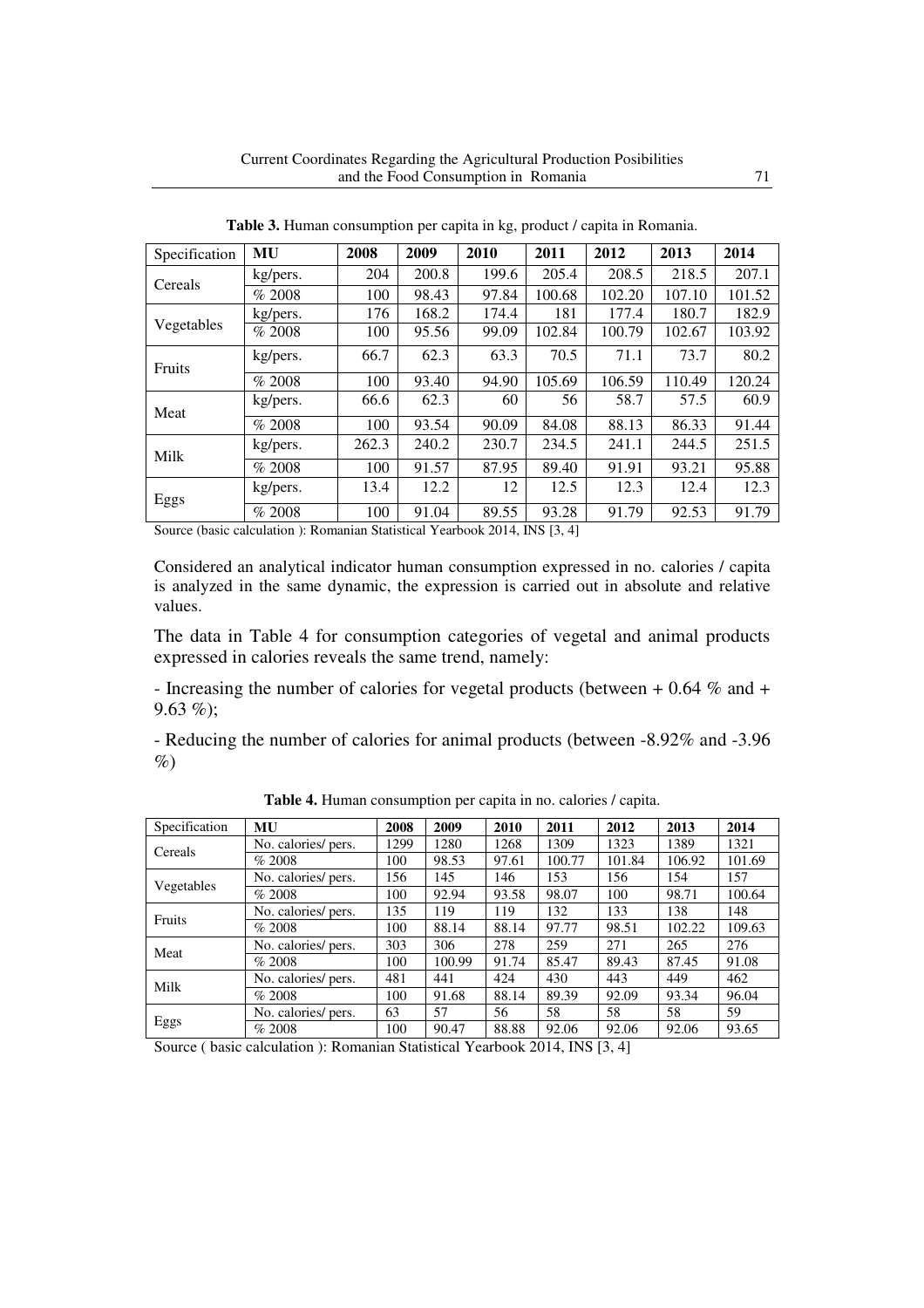**Table 3.** Human consumption per capita in kg, product / capita in Romania.

| Specification | MU | 2008 | 2009 | 2010 | 2011 | 2012 | 2013 | 2014 |
|---|---|---|---|---|---|---|---|---|
| Cereals | kg/pers. | 204 | 200.8 | 199.6 | 205.4 | 208.5 | 218.5 | 207.1 |
| | % 2008 | 100 | 98.43 | 97.84 | 100.68 | 102.20 | 107.10 | 101.52 |
| Vegetables | kg/pers. | 176 | 168.2 | 174.4 | 181 | 177.4 | 180.7 | 182.9 |
| | % 2008 | 100 | 95.56 | 99.09 | 102.84 | 100.79 | 102.67 | 103.92 |
| Fruits | kg/pers. | 66.7 | 62.3 | 63.3 | 70.5 | 71.1 | 73.7 | 80.2 |
| | % 2008 | 100 | 93.40 | 94.90 | 105.69 | 106.59 | 110.49 | 120.24 |
| Meat | kg/pers. | 66.6 | 62.3 | 60 | 56 | 58.7 | 57.5 | 60.9 |
| | % 2008 | 100 | 93.54 | 90.09 | 84.08 | 88.13 | 86.33 | 91.44 |
| Milk | kg/pers. | 262.3 | 240.2 | 230.7 | 234.5 | 241.1 | 244.5 | 251.5 |
| | % 2008 | 100 | 91.57 | 87.95 | 89.40 | 91.91 | 93.21 | 95.88 |
| Eggs | kg/pers. | 13.4 | 12.2 | 12 | 12.5 | 12.3 | 12.4 | 12.3 |
| | % 2008 | 100 | 91.04 | 89.55 | 93.28 | 91.79 | 92.53 | 91.79 |

Source (basic calculation ): Romanian Statistical Yearbook 2014, INS [3, 4]

Considered an analytical indicator human consumption expressed in no. calories / capita is analyzed in the same dynamic, the expression is carried out in absolute and relative values.

The data in Table 4 for consumption categories of vegetal and animal products expressed in calories reveals the same trend, namely:

- Increasing the number of calories for vegetal products (between + 0.64 % and + 9.63 %);

- Reducing the number of calories for animal products (between -8.92% and -3.96 %)

**Table 4.** Human consumption per capita in no. calories / capita.

| Specification | MU | 2008 | 2009 | 2010 | 2011 | 2012 | 2013 | 2014 |
|---|---|---|---|---|---|---|---|---|
| Cereals | No. calories/ pers. | 1299 | 1280 | 1268 | 1309 | 1323 | 1389 | 1321 |
| | % 2008 | 100 | 98.53 | 97.61 | 100.77 | 101.84 | 106.92 | 101.69 |
| Vegetables | No. calories/ pers. | 156 | 145 | 146 | 153 | 156 | 154 | 157 |
| | % 2008 | 100 | 92.94 | 93.58 | 98.07 | 100 | 98.71 | 100.64 |
| Fruits | No. calories/ pers. | 135 | 119 | 119 | 132 | 133 | 138 | 148 |
| | % 2008 | 100 | 88.14 | 88.14 | 97.77 | 98.51 | 102.22 | 109.63 |
| Meat | No. calories/ pers. | 303 | 306 | 278 | 259 | 271 | 265 | 276 |
| | % 2008 | 100 | 100.99 | 91.74 | 85.47 | 89.43 | 87.45 | 91.08 |
| Milk | No. calories/ pers. | 481 | 441 | 424 | 430 | 443 | 449 | 462 |
| | % 2008 | 100 | 91.68 | 88.14 | 89.39 | 92.09 | 93.34 | 96.04 |
| Eggs | No. calories/ pers. | 63 | 57 | 56 | 58 | 58 | 58 | 59 |
| | % 2008 | 100 | 90.47 | 88.88 | 92.06 | 92.06 | 92.06 | 93.65 |

Source ( basic calculation ): Romanian Statistical Yearbook 2014, INS [3, 4]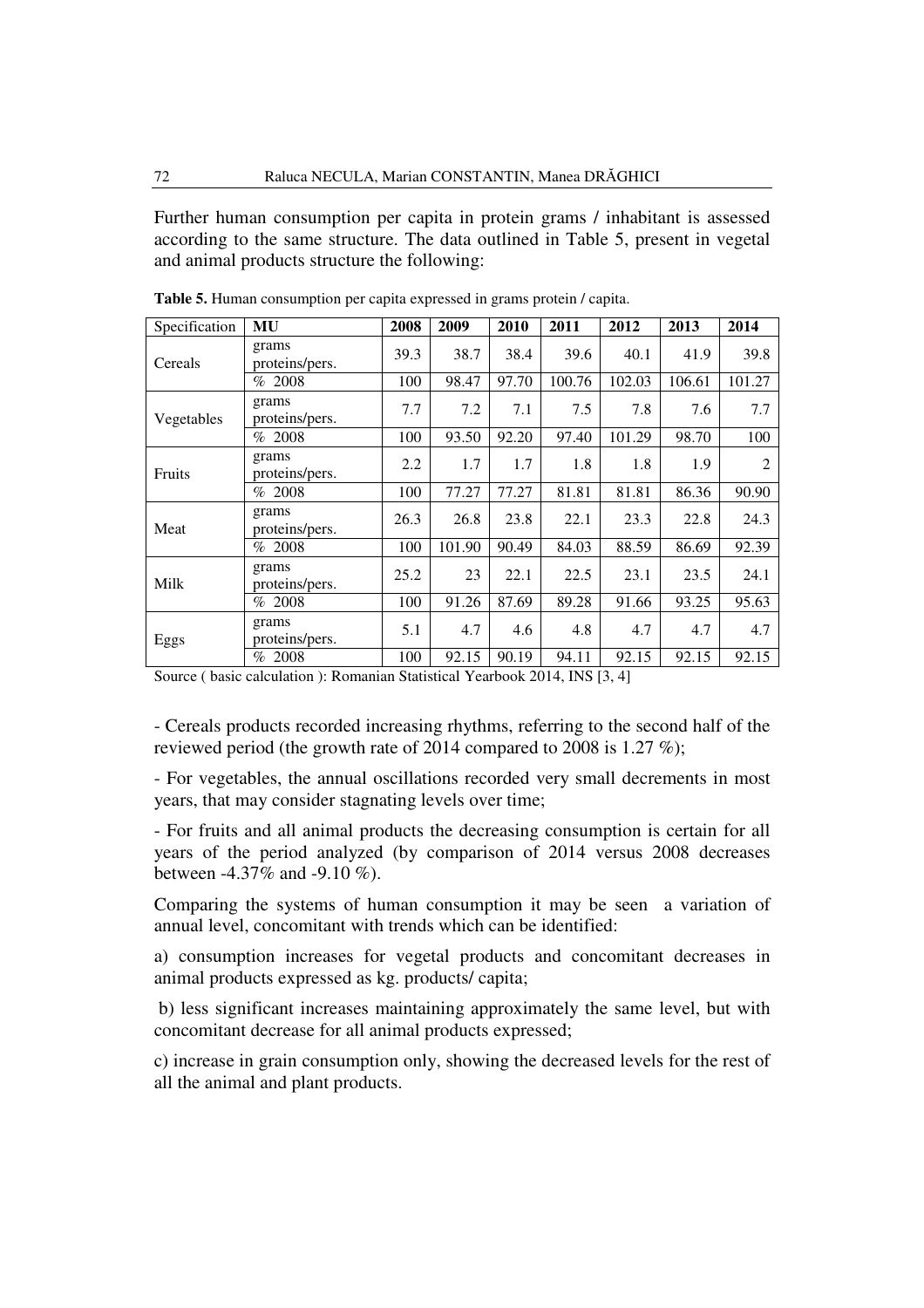Further human consumption per capita in protein grams / inhabitant is assessed according to the same structure. The data outlined in Table 5, present in vegetal and animal products structure the following:

**Table 5.** Human consumption per capita expressed in grams protein / capita.

| Specification | MU | 2008 | 2009 | 2010 | 2011 | 2012 | 2013 | 2014 |
|---|---|---|---|---|---|---|---|---|
| Cereals | grams proteins/pers. | 39.3 | 38.7 | 38.4 | 39.6 | 40.1 | 41.9 | 39.8 |
| | % 2008 | 100 | 98.47 | 97.70 | 100.76 | 102.03 | 106.61 | 101.27 |
| Vegetables | grams proteins/pers. | 7.7 | 7.2 | 7.1 | 7.5 | 7.8 | 7.6 | 7.7 |
| | % 2008 | 100 | 93.50 | 92.20 | 97.40 | 101.29 | 98.70 | 100 |
| Fruits | grams proteins/pers. | 2.2 | 1.7 | 1.7 | 1.8 | 1.8 | 1.9 | 2 |
| | % 2008 | 100 | 77.27 | 77.27 | 81.81 | 81.81 | 86.36 | 90.90 |
| Meat | grams proteins/pers. | 26.3 | 26.8 | 23.8 | 22.1 | 23.3 | 22.8 | 24.3 |
| | % 2008 | 100 | 101.90 | 90.49 | 84.03 | 88.59 | 86.69 | 92.39 |
| Milk | grams proteins/pers. | 25.2 | 23 | 22.1 | 22.5 | 23.1 | 23.5 | 24.1 |
| | % 2008 | 100 | 91.26 | 87.69 | 89.28 | 91.66 | 93.25 | 95.63 |
| Eggs | grams proteins/pers. | 5.1 | 4.7 | 4.6 | 4.8 | 4.7 | 4.7 | 4.7 |
| | % 2008 | 100 | 92.15 | 90.19 | 94.11 | 92.15 | 92.15 | 92.15 |

Source ( basic calculation ): Romanian Statistical Yearbook 2014, INS [3, 4]

- Cereals products recorded increasing rhythms, referring to the second half of the reviewed period (the growth rate of 2014 compared to 2008 is 1.27 %);

- For vegetables, the annual oscillations recorded very small decrements in most years, that may consider stagnating levels over time;

- For fruits and all animal products the decreasing consumption is certain for all years of the period analyzed (by comparison of 2014 versus 2008 decreases between -4.37% and -9.10 %).

Comparing the systems of human consumption it may be seen a variation of annual level, concomitant with trends which can be identified:

a) consumption increases for vegetal products and concomitant decreases in animal products expressed as kg. products/ capita;

b) less significant increases maintaining approximately the same level, but with concomitant decrease for all animal products expressed;

c) increase in grain consumption only, showing the decreased levels for the rest of all the animal and plant products.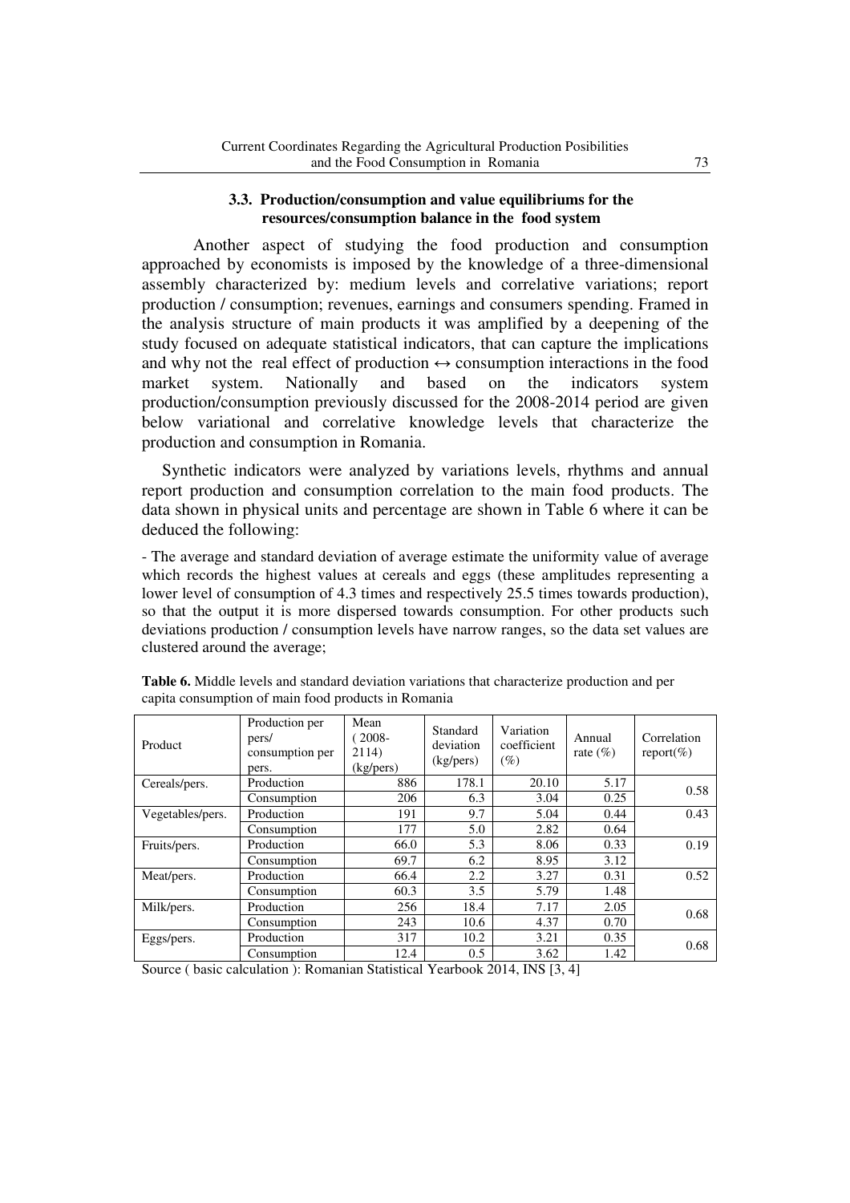### 3.3. Production/consumption and value equilibriums for the resources/consumption balance in the food system

Another aspect of studying the food production and consumption approached by economists is imposed by the knowledge of a three-dimensional assembly characterized by: medium levels and correlative variations; report production / consumption; revenues, earnings and consumers spending. Framed in the analysis structure of main products it was amplified by a deepening of the study focused on adequate statistical indicators, that can capture the implications and why not the real effect of production ↔ consumption interactions in the food market system. Nationally and based on the indicators system production/consumption previously discussed for the 2008-2014 period are given below variational and correlative knowledge levels that characterize the production and consumption in Romania.

Synthetic indicators were analyzed by variations levels, rhythms and annual report production and consumption correlation to the main food products. The data shown in physical units and percentage are shown in Table 6 where it can be deduced the following:

- The average and standard deviation of average estimate the uniformity value of average which records the highest values at cereals and eggs (these amplitudes representing a lower level of consumption of 4.3 times and respectively 25.5 times towards production), so that the output it is more dispersed towards consumption. For other products such deviations production / consumption levels have narrow ranges, so the data set values are clustered around the average;

**Table 6.** Middle levels and standard deviation variations that characterize production and per capita consumption of main food products in Romania

| Product | Production per pers/ consumption per pers. | Mean ( 2008-2114) (kg/pers) | Standard deviation (kg/pers) | Variation coefficient (%) | Annual rate (%) | Correlation report(%) |
|---|---|---|---|---|---|---|
| Cereals/pers. | Production | 886 | 178.1 | 20.10 | 5.17 | 0.58 |
| | Consumption | 206 | 6.3 | 3.04 | 0.25 | |
| Vegetables/pers. | Production | 191 | 9.7 | 5.04 | 0.44 | 0.43 |
| | Consumption | 177 | 5.0 | 2.82 | 0.64 | |
| Fruits/pers. | Production | 66.0 | 5.3 | 8.06 | 0.33 | 0.19 |
| | Consumption | 69.7 | 6.2 | 8.95 | 3.12 | |
| Meat/pers. | Production | 66.4 | 2.2 | 3.27 | 0.31 | 0.52 |
| | Consumption | 60.3 | 3.5 | 5.79 | 1.48 | |
| Milk/pers. | Production | 256 | 18.4 | 7.17 | 2.05 | 0.68 |
| | Consumption | 243 | 10.6 | 4.37 | 0.70 | |
| Eggs/pers. | Production | 317 | 10.2 | 3.21 | 0.35 | 0.68 |
| | Consumption | 12.4 | 0.5 | 3.62 | 1.42 | |

Source ( basic calculation ): Romanian Statistical Yearbook 2014, INS [3, 4]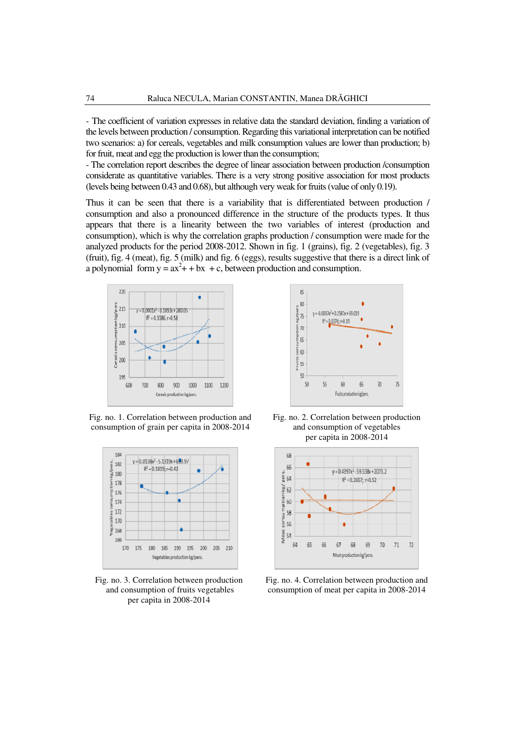- The coefficient of variation expresses in relative data the standard deviation, finding a variation of the levels between production / consumption. Regarding this variational interpretation can be notified two scenarios: a) for cereals, vegetables and milk consumption values are lower than production; b) for fruit, meat and egg the production is lower than the consumption;

- The correlation report describes the degree of linear association between production /consumption considerate as quantitative variables. There is a very strong positive association for most products (levels being between 0.43 and 0.68), but although very weak for fruits (value of only 0.19).

Thus it can be seen that there is a variability that is differentiated between production / consumption and also a pronounced difference in the structure of the products types. It thus appears that there is a linearity between the two variables of interest (production and consumption), which is why the correlation graphs production / consumption were made for the analyzed products for the period 2008-2012. Shown in fig. 1 (grains), fig. 2 (vegetables), fig. 3 (fruit), fig. 4 (meat), fig. 5 (milk) and fig. 6 (eggs), results suggestive that there is a direct link of a polynomial form $y = ax^2 + bx + c$, between production and consumption.

Fig. no. 1. Correlation between production and consumption of grain per capita in 2008-2014

Fig. no. 2. Correlation between production and consumption of vegetables per capita in 2008-2014

Fig. no. 3. Correlation between production and consumption of fruits vegetables per capita in 2008-2014

Fig. no. 4. Correlation between production and consumption of meat per capita in 2008-2014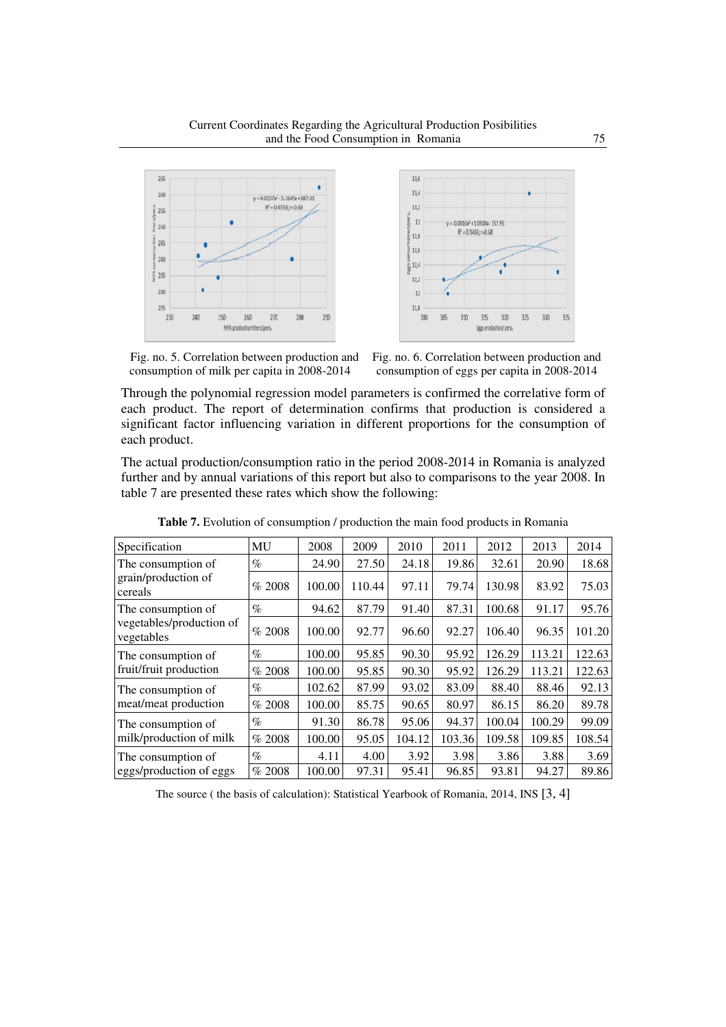Fig. no. 5. Correlation between production and consumption of milk per capita in 2008-2014

Fig. no. 6. Correlation between production and consumption of eggs per capita in 2008-2014

Through the polynomial regression model parameters is confirmed the correlative form of each product. The report of determination confirms that production is considered a significant factor influencing variation in different proportions for the consumption of each product.

The actual production/consumption ratio in the period 2008-2014 in Romania is analyzed further and by annual variations of this report but also to comparisons to the year 2008. In table 7 are presented these rates which show the following:

**Table 7.** Evolution of consumption / production the main food products in Romania

| Specification | MU | 2008 | 2009 | 2010 | 2011 | 2012 | 2013 | 2014 |
|---|---|---|---|---|---|---|---|---|
| The consumption of grain/production of cereals | % | 24.90 | 27.50 | 24.18 | 19.86 | 32.61 | 20.90 | 18.68 |
| | % 2008 | 100.00 | 110.44 | 97.11 | 79.74 | 130.98 | 83.92 | 75.03 |
| The consumption of vegetables/production of vegetables | % | 94.62 | 87.79 | 91.40 | 87.31 | 100.68 | 91.17 | 95.76 |
| | % 2008 | 100.00 | 92.77 | 96.60 | 92.27 | 106.40 | 96.35 | 101.20 |
| The consumption of fruit/fruit production | % | 100.00 | 95.85 | 90.30 | 95.92 | 126.29 | 113.21 | 122.63 |
| | % 2008 | 100.00 | 95.85 | 90.30 | 95.92 | 126.29 | 113.21 | 122.63 |
| The consumption of meat/meat production | % | 102.62 | 87.99 | 93.02 | 83.09 | 88.40 | 88.46 | 92.13 |
| | % 2008 | 100.00 | 85.75 | 90.65 | 80.97 | 86.15 | 86.20 | 89.78 |
| The consumption of milk/production of milk | % | 91.30 | 86.78 | 95.06 | 94.37 | 100.04 | 100.29 | 99.09 |
| | % 2008 | 100.00 | 95.05 | 104.12 | 103.36 | 109.58 | 109.85 | 108.54 |
| The consumption of eggs/production of eggs | % | 4.11 | 4.00 | 3.92 | 3.98 | 3.86 | 3.88 | 3.69 |
| | % 2008 | 100.00 | 97.31 | 95.41 | 96.85 | 93.81 | 94.27 | 89.86 |

The source ( the basis of calculation): Statistical Yearbook of Romania, 2014, INS [3, 4]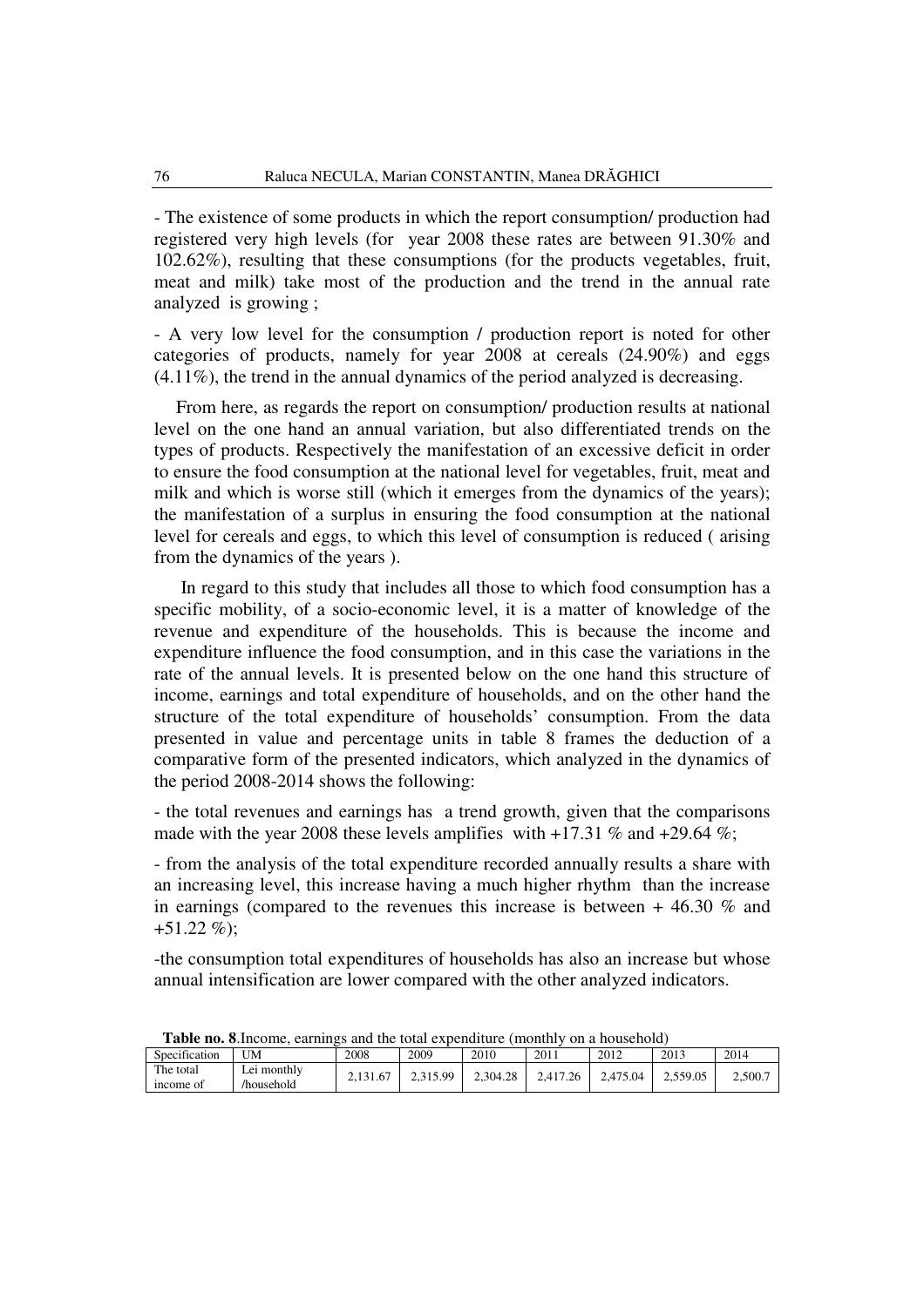- The existence of some products in which the report consumption/ production had registered very high levels (for year 2008 these rates are between 91.30% and 102.62%), resulting that these consumptions (for the products vegetables, fruit, meat and milk) take most of the production and the trend in the annual rate analyzed is growing ;

- A very low level for the consumption / production report is noted for other categories of products, namely for year 2008 at cereals (24.90%) and eggs (4.11%), the trend in the annual dynamics of the period analyzed is decreasing.

From here, as regards the report on consumption/ production results at national level on the one hand an annual variation, but also differentiated trends on the types of products. Respectively the manifestation of an excessive deficit in order to ensure the food consumption at the national level for vegetables, fruit, meat and milk and which is worse still (which it emerges from the dynamics of the years); the manifestation of a surplus in ensuring the food consumption at the national level for cereals and eggs, to which this level of consumption is reduced ( arising from the dynamics of the years ).

In regard to this study that includes all those to which food consumption has a specific mobility, of a socio-economic level, it is a matter of knowledge of the revenue and expenditure of the households. This is because the income and expenditure influence the food consumption, and in this case the variations in the rate of the annual levels. It is presented below on the one hand this structure of income, earnings and total expenditure of households, and on the other hand the structure of the total expenditure of households' consumption. From the data presented in value and percentage units in table 8 frames the deduction of a comparative form of the presented indicators, which analyzed in the dynamics of the period 2008-2014 shows the following:

- the total revenues and earnings has a trend growth, given that the comparisons made with the year 2008 these levels amplifies with +17.31 % and +29.64 %;

- from the analysis of the total expenditure recorded annually results a share with an increasing level, this increase having a much higher rhythm than the increase in earnings (compared to the revenues this increase is between + 46.30 % and +51.22 %);

-the consumption total expenditures of households has also an increase but whose annual intensification are lower compared with the other analyzed indicators.

**Table no. 8**.Income, earnings and the total expenditure (monthly on a household)

| Specification | UM | 2008 | 2009 | 2010 | 2011 | 2012 | 2013 | 2014 |
|---|---|---|---|---|---|---|---|---|
| The total income of | Lei monthly /household | 2,131.67 | 2,315.99 | 2,304.28 | 2,417.26 | 2,475.04 | 2,559.05 | 2,500.7 |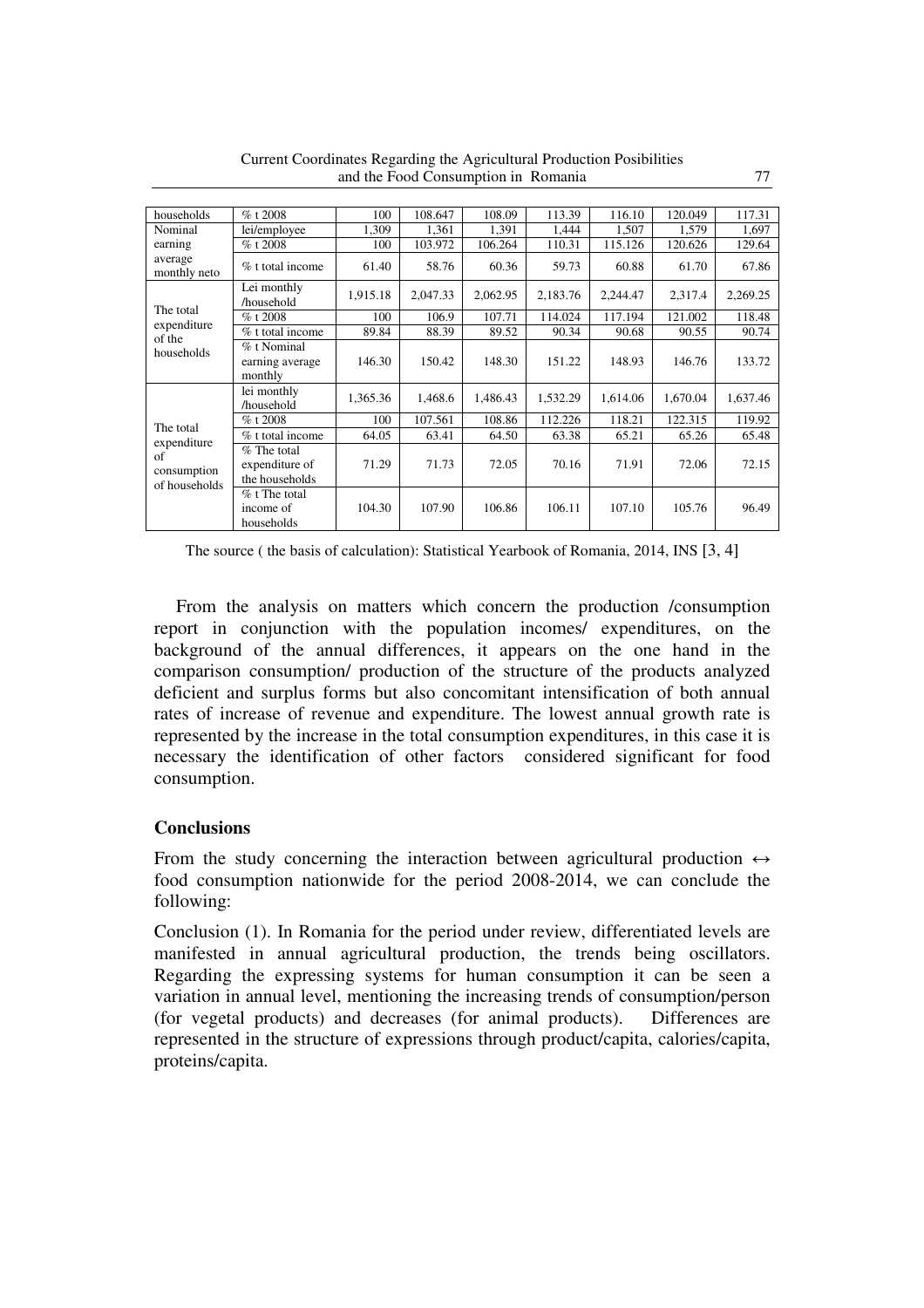| households | % t 2008 | 100 | 108.647 | 108.09 | 113.39 | 116.10 | 120.049 | 117.31 |
|---|---|---|---|---|---|---|---|---|
| Nominal earning average monthly neto | lei/employee | 1,309 | 1,361 | 1,391 | 1,444 | 1,507 | 1,579 | 1,697 |
| | % t 2008 | 100 | 103.972 | 106.264 | 110.31 | 115.126 | 120.626 | 129.64 |
| | % t total income | 61.40 | 58.76 | 60.36 | 59.73 | 60.88 | 61.70 | 67.86 |
| The total expenditure of the households | Lei monthly /household | 1,915.18 | 2,047.33 | 2,062.95 | 2,183.76 | 2,244.47 | 2,317.4 | 2,269.25 |
| | % t 2008 | 100 | 106.9 | 107.71 | 114.024 | 117.194 | 121.002 | 118.48 |
| | % t total income | 89.84 | 88.39 | 89.52 | 90.34 | 90.68 | 90.55 | 90.74 |
| | % t Nominal earning average monthly | 146.30 | 150.42 | 148.30 | 151.22 | 148.93 | 146.76 | 133.72 |
| The total expenditure of consumption of households | lei monthly /household | 1,365.36 | 1,468.6 | 1,486.43 | 1,532.29 | 1,614.06 | 1,670.04 | 1,637.46 |
| | % t 2008 | 100 | 107.561 | 108.86 | 112.226 | 118.21 | 122.315 | 119.92 |
| | % t total income | 64.05 | 63.41 | 64.50 | 63.38 | 65.21 | 65.26 | 65.48 |
| | % The total expenditure of the households | 71.29 | 71.73 | 72.05 | 70.16 | 71.91 | 72.06 | 72.15 |
| | % t The total income of households | 104.30 | 107.90 | 106.86 | 106.11 | 107.10 | 105.76 | 96.49 |

The source ( the basis of calculation): Statistical Yearbook of Romania, 2014, INS [3, 4]

From the analysis on matters which concern the production /consumption report in conjunction with the population incomes/ expenditures, on the background of the annual differences, it appears on the one hand in the comparison consumption/ production of the structure of the products analyzed deficient and surplus forms but also concomitant intensification of both annual rates of increase of revenue and expenditure. The lowest annual growth rate is represented by the increase in the total consumption expenditures, in this case it is necessary the identification of other factors considered significant for food consumption.

## Conclusions

From the study concerning the interaction between agricultural production ↔ food consumption nationwide for the period 2008-2014, we can conclude the following:

Conclusion (1). In Romania for the period under review, differentiated levels are manifested in annual agricultural production, the trends being oscillators. Regarding the expressing systems for human consumption it can be seen a variation in annual level, mentioning the increasing trends of consumption/person (for vegetal products) and decreases (for animal products). Differences are represented in the structure of expressions through product/capita, calories/capita, proteins/capita.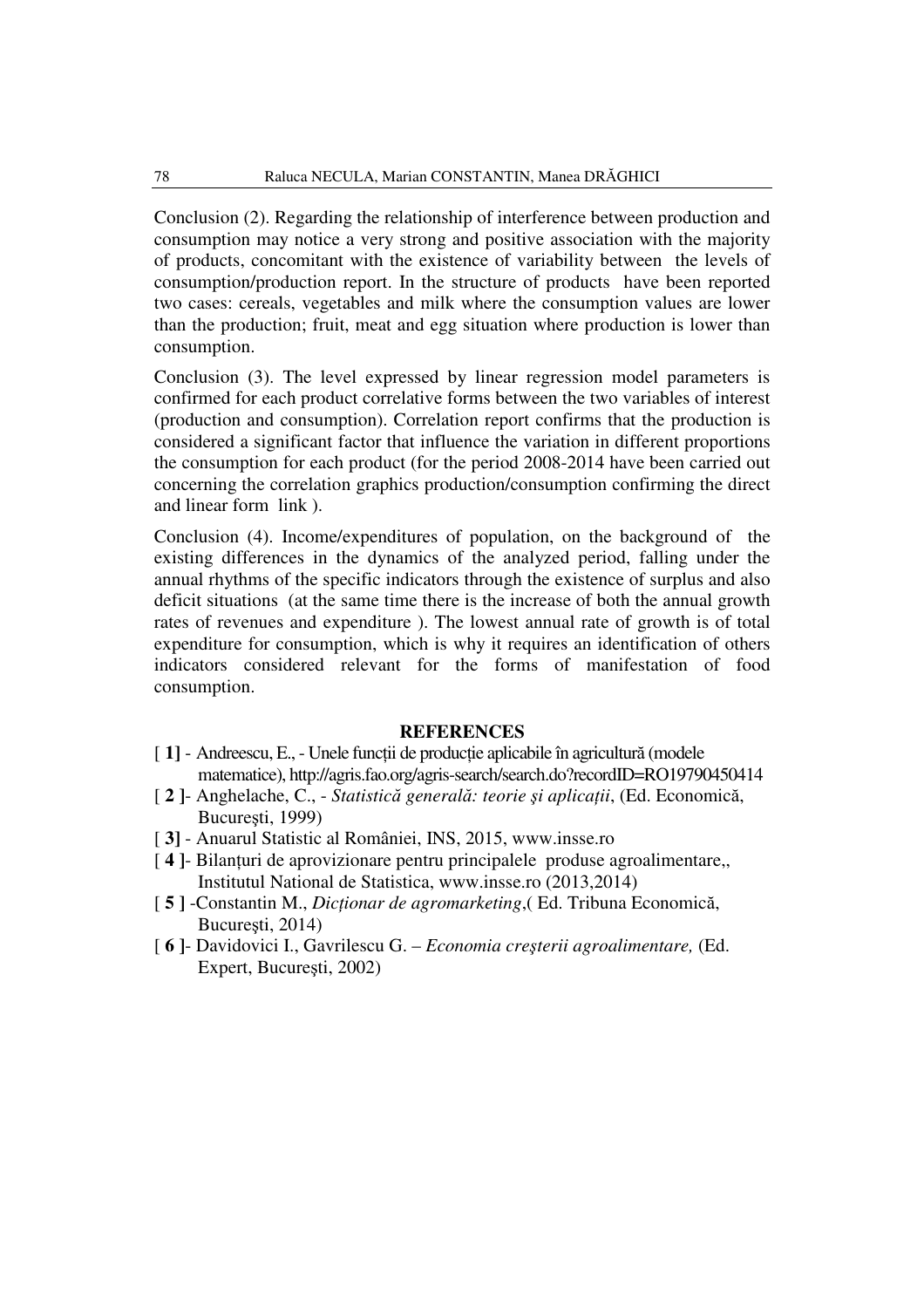Conclusion (2). Regarding the relationship of interference between production and consumption may notice a very strong and positive association with the majority of products, concomitant with the existence of variability between the levels of consumption/production report. In the structure of products have been reported two cases: cereals, vegetables and milk where the consumption values are lower than the production; fruit, meat and egg situation where production is lower than consumption.

Conclusion (3). The level expressed by linear regression model parameters is confirmed for each product correlative forms between the two variables of interest (production and consumption). Correlation report confirms that the production is considered a significant factor that influence the variation in different proportions the consumption for each product (for the period 2008-2014 have been carried out concerning the correlation graphics production/consumption confirming the direct and linear form link ).

Conclusion (4). Income/expenditures of population, on the background of the existing differences in the dynamics of the analyzed period, falling under the annual rhythms of the specific indicators through the existence of surplus and also deficit situations (at the same time there is the increase of both the annual growth rates of revenues and expenditure ). The lowest annual rate of growth is of total expenditure for consumption, which is why it requires an identification of others indicators considered relevant for the forms of manifestation of food consumption.

## REFERENCES

[ **1]** - Andreescu, E., - Unele funcții de producție aplicabile în agricultură (modele matematice), http://agris.fao.org/agris-search/search.do?recordID=RO19790450414

[ **2 ]**- Anghelache, C., - *Statistică generală: teorie şi aplicații*, (Ed. Economică, Bucureşti, 1999)

[ **3]** - Anuarul Statistic al României, INS, 2015, www.insse.ro

[ **4 ]**- Bilanțuri de aprovizionare pentru principalele produse agroalimentare,, Institutul National de Statistica, www.insse.ro (2013,2014)

[ **5 ]** -Constantin M., *Dicționar de agromarketing*,( Ed. Tribuna Economică, Bucureşti, 2014)

[ **6 ]**- Davidovici I., Gavrilescu G. – *Economia creşterii agroalimentare,* (Ed. Expert, Bucureşti, 2002)